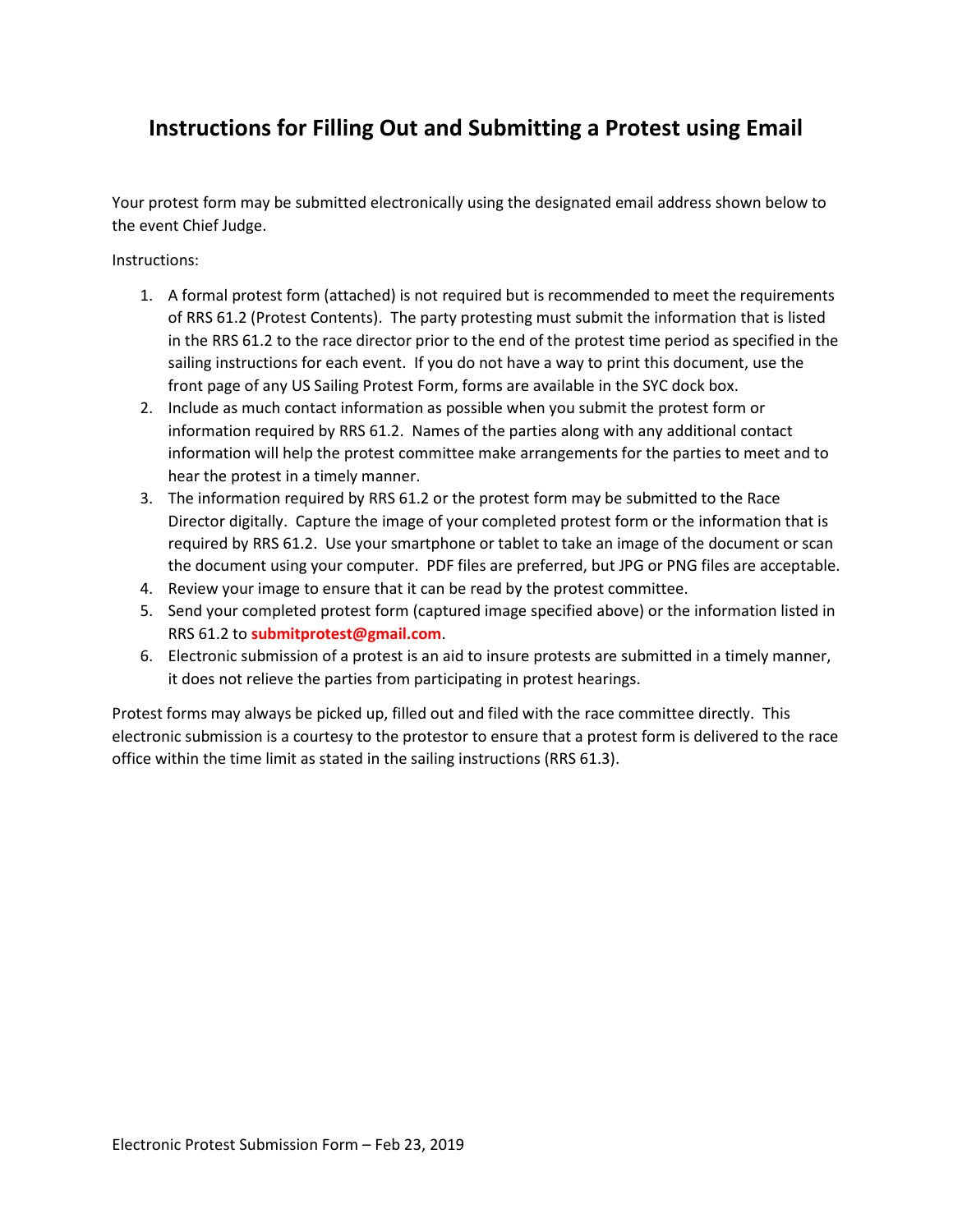# Instructions for Filling Out and Submitting a Protest using Email

Your protest form may be submitted electronically using the designated email address shown below to the event Chief Judge.

Instructions:

1. A formal protest form (attached) is not required but is recommended to meet the requirements of RRS 61.2 (Protest Contents). The party protesting must submit the information that is listed in the RRS 61.2 to the race director prior to the end of the protest time period as specified in the sailing instructions for each event. If you do not have a way to print this document, use the front page of any US Sailing Protest Form, forms are available in the SYC dock box.
2. Include as much contact information as possible when you submit the protest form or information required by RRS 61.2. Names of the parties along with any additional contact information will help the protest committee make arrangements for the parties to meet and to hear the protest in a timely manner.
3. The information required by RRS 61.2 or the protest form may be submitted to the Race Director digitally. Capture the image of your completed protest form or the information that is required by RRS 61.2. Use your smartphone or tablet to take an image of the document or scan the document using your computer. PDF files are preferred, but JPG or PNG files are acceptable.
4. Review your image to ensure that it can be read by the protest committee.
5. Send your completed protest form (captured image specified above) or the information listed in RRS 61.2 to **submitprotest@gmail.com**.
6. Electronic submission of a protest is an aid to insure protests are submitted in a timely manner, it does not relieve the parties from participating in protest hearings.

Protest forms may always be picked up, filled out and filed with the race committee directly. This electronic submission is a courtesy to the protestor to ensure that a protest form is delivered to the race office within the time limit as stated in the sailing instructions (RRS 61.3).

Electronic Protest Submission Form – Feb 23, 2019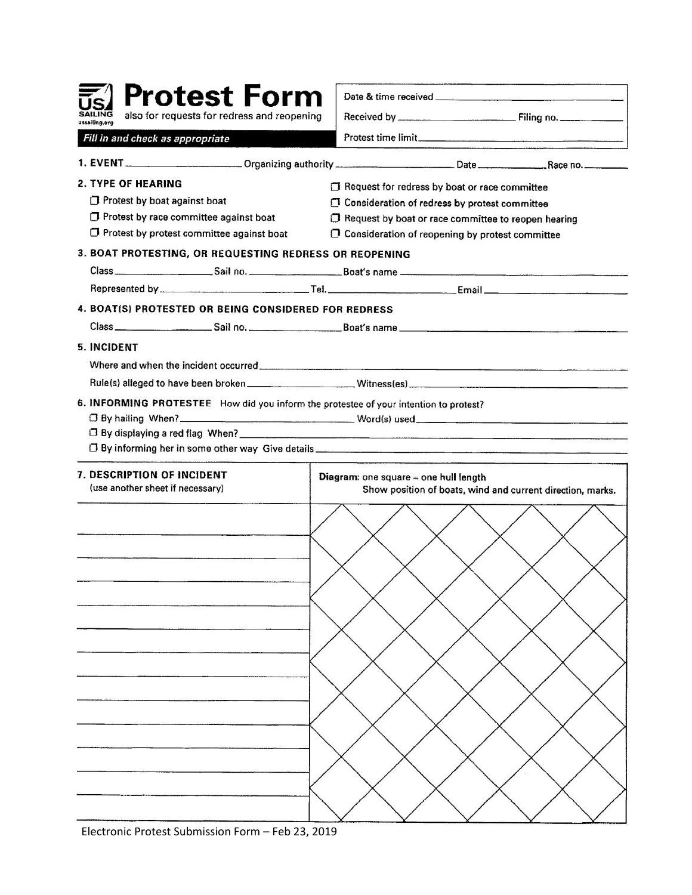# Protest Form

also for requests for redress and reopening

US SAILING
ussailing.org

Date & time received \_\_\_\_\_\_\_\_\_\_\_\_\_\_\_\_\_\_\_\_

Received by \_\_\_\_\_\_\_\_\_\_\_\_\_\_\_\_ Filing no. \_\_\_\_\_\_\_\_

Protest time limit \_\_\_\_\_\_\_\_\_\_\_\_\_\_\_\_\_\_\_\_

*Fill in and check as appropriate*

**1. EVENT** \_\_\_\_\_\_\_\_\_\_\_\_\_\_ Organizing authority \_\_\_\_\_\_\_\_\_\_\_\_\_\_ Date \_\_\_\_\_\_\_\_ Race no. \_\_\_\_\_\_

**2. TYPE OF HEARING**

- ☐ Protest by boat against boat
- ☐ Protest by race committee against boat
- ☐ Protest by protest committee against boat
- ☐ Request for redress by boat or race committee
- ☐ Consideration of redress by protest committee
- ☐ Request by boat or race committee to reopen hearing
- ☐ Consideration of reopening by protest committee

**3. BOAT PROTESTING, OR REQUESTING REDRESS OR REOPENING**

Class \_\_\_\_\_\_\_\_\_\_ Sail no. \_\_\_\_\_\_\_\_\_\_ Boat's name \_\_\_\_\_\_\_\_\_\_\_\_\_\_\_\_\_\_\_\_

Represented by \_\_\_\_\_\_\_\_\_\_\_\_\_\_ Tel. \_\_\_\_\_\_\_\_\_\_\_\_\_\_ Email \_\_\_\_\_\_\_\_\_\_\_\_\_\_

**4. BOAT(S) PROTESTED OR BEING CONSIDERED FOR REDRESS**

Class \_\_\_\_\_\_\_\_\_\_ Sail no. \_\_\_\_\_\_\_\_\_\_ Boat's name \_\_\_\_\_\_\_\_\_\_\_\_\_\_\_\_\_\_\_\_

**5. INCIDENT**

Where and when the incident occurred \_\_\_\_\_\_\_\_\_\_\_\_\_\_\_\_\_\_\_\_\_\_\_\_\_\_\_\_\_\_

Rule(s) alleged to have been broken \_\_\_\_\_\_\_\_\_\_\_\_\_\_ Witness(es) \_\_\_\_\_\_\_\_\_\_\_\_\_\_

**6. INFORMING PROTESTEE** How did you inform the protestee of your intention to protest?

- ☐ By hailing When? \_\_\_\_\_\_\_\_\_\_\_\_\_\_ Word(s) used \_\_\_\_\_\_\_\_\_\_\_\_\_\_
- ☐ By displaying a red flag When? \_\_\_\_\_\_\_\_\_\_\_\_\_\_\_\_\_\_\_\_\_\_\_\_\_\_\_\_
- ☐ By informing her in some other way Give details \_\_\_\_\_\_\_\_\_\_\_\_\_\_\_\_\_\_\_\_

**7. DESCRIPTION OF INCIDENT**
(use another sheet if necessary)

**Diagram:** one square = one hull length
Show position of boats, wind and current direction, marks.

Electronic Protest Submission Form – Feb 23, 2019